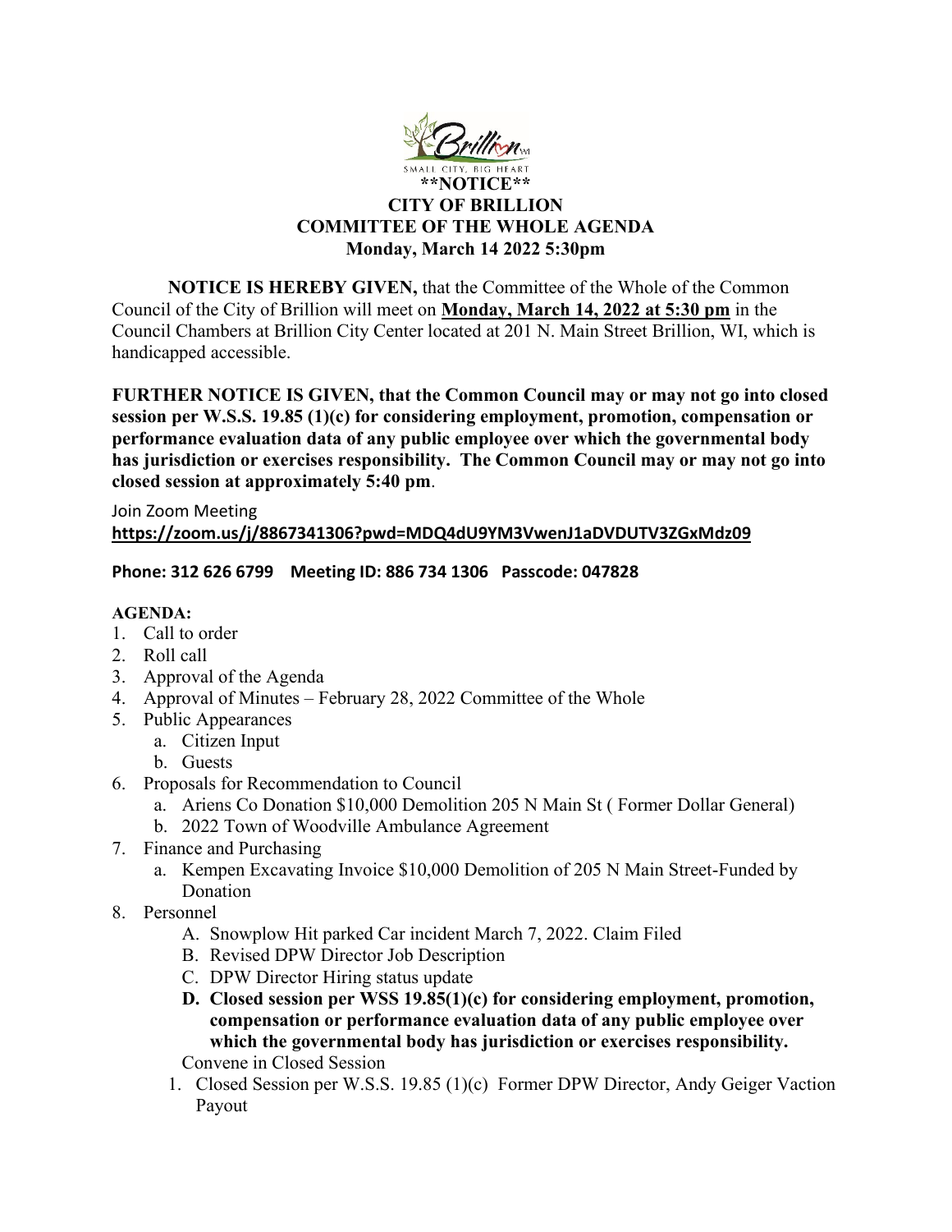**\*\*NOTICE\*\***

# CITY OF BRILLION
## COMMITTEE OF THE WHOLE AGENDA
### Monday, March 14 2022 5:30pm

**NOTICE IS HEREBY GIVEN,** that the Committee of the Whole of the Common Council of the City of Brillion will meet on **Monday, March 14, 2022 at 5:30 pm** in the Council Chambers at Brillion City Center located at 201 N. Main Street Brillion, WI, which is handicapped accessible.

**FURTHER NOTICE IS GIVEN, that the Common Council may or may not go into closed session per W.S.S. 19.85 (1)(c) for considering employment, promotion, compensation or performance evaluation data of any public employee over which the governmental body has jurisdiction or exercises responsibility. The Common Council may or may not go into closed session at approximately 5:40 pm**.

Join Zoom Meeting
**https://zoom.us/j/8867341306?pwd=MDQ4dU9YM3VwenJ1aDVDUTV3ZGxMdz09**

**Phone: 312 626 6799 Meeting ID: 886 734 1306 Passcode: 047828**

**AGENDA:**

1. Call to order
2. Roll call
3. Approval of the Agenda
4. Approval of Minutes – February 28, 2022 Committee of the Whole
5. Public Appearances
   a. Citizen Input
   b. Guests
6. Proposals for Recommendation to Council
   a. Ariens Co Donation $10,000 Demolition 205 N Main St ( Former Dollar General)
   b. 2022 Town of Woodville Ambulance Agreement
7. Finance and Purchasing
   a. Kempen Excavating Invoice $10,000 Demolition of 205 N Main Street-Funded by Donation
8. Personnel
   A. Snowplow Hit parked Car incident March 7, 2022. Claim Filed
   B. Revised DPW Director Job Description
   C. DPW Director Hiring status update
   **D. Closed session per WSS 19.85(1)(c) for considering employment, promotion, compensation or performance evaluation data of any public employee over which the governmental body has jurisdiction or exercises responsibility.**

   Convene in Closed Session

   1. Closed Session per W.S.S. 19.85 (1)(c) Former DPW Director, Andy Geiger Vaction Payout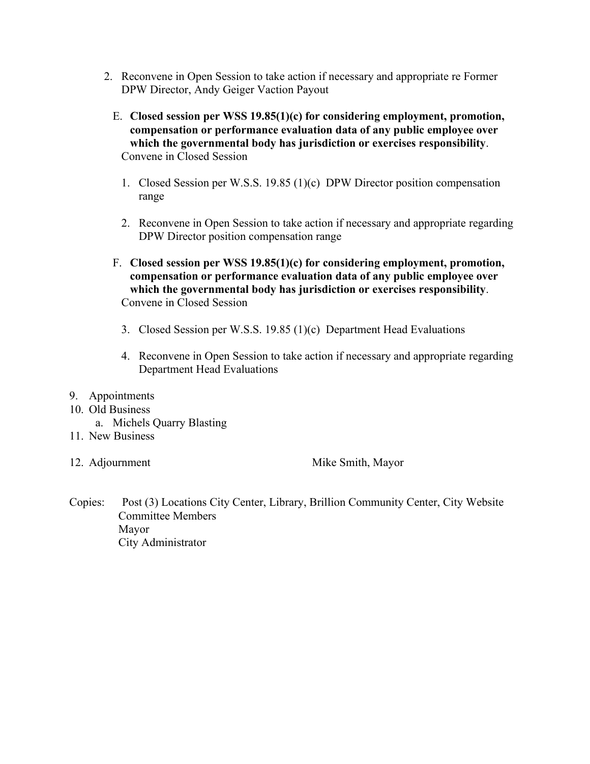2. Reconvene in Open Session to take action if necessary and appropriate re Former DPW Director, Andy Geiger Vaction Payout

E. **Closed session per WSS 19.85(1)(c) for considering employment, promotion, compensation or performance evaluation data of any public employee over which the governmental body has jurisdiction or exercises responsibility**. Convene in Closed Session

1. Closed Session per W.S.S. 19.85 (1)(c) DPW Director position compensation range

2. Reconvene in Open Session to take action if necessary and appropriate regarding DPW Director position compensation range

F. **Closed session per WSS 19.85(1)(c) for considering employment, promotion, compensation or performance evaluation data of any public employee over which the governmental body has jurisdiction or exercises responsibility**. Convene in Closed Session

3. Closed Session per W.S.S. 19.85 (1)(c) Department Head Evaluations

4. Reconvene in Open Session to take action if necessary and appropriate regarding Department Head Evaluations

9. Appointments
10. Old Business
    a. Michels Quarry Blasting
11. New Business
12. Adjournment

Mike Smith, Mayor

Copies: Post (3) Locations City Center, Library, Brillion Community Center, City Website
Committee Members
Mayor
City Administrator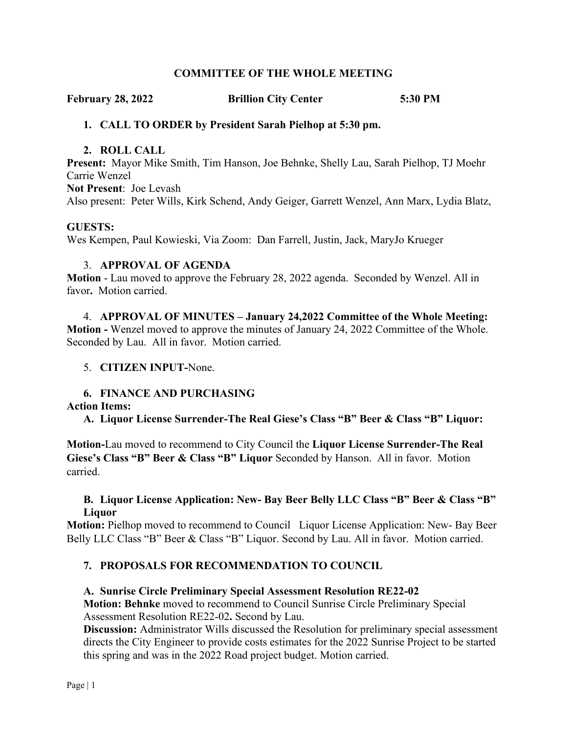# COMMITTEE OF THE WHOLE MEETING

**February 28, 2022 Brillion City Center 5:30 PM**

1. **CALL TO ORDER by President Sarah Pielhop at 5:30 pm.**

2. **ROLL CALL**

**Present:** Mayor Mike Smith, Tim Hanson, Joe Behnke, Shelly Lau, Sarah Pielhop, TJ Moehr Carrie Wenzel
**Not Present**: Joe Levash
Also present: Peter Wills, Kirk Schend, Andy Geiger, Garrett Wenzel, Ann Marx, Lydia Blatz,

**GUESTS:**
Wes Kempen, Paul Kowieski, Via Zoom: Dan Farrell, Justin, Jack, MaryJo Krueger

3. **APPROVAL OF AGENDA**

**Motion** - Lau moved to approve the February 28, 2022 agenda. Seconded by Wenzel. All in favor**.** Motion carried.

4. **APPROVAL OF MINUTES – January 24,2022 Committee of the Whole Meeting:**

**Motion -** Wenzel moved to approve the minutes of January 24, 2022 Committee of the Whole. Seconded by Lau. All in favor. Motion carried.

5. **CITIZEN INPUT-**None.

6. **FINANCE AND PURCHASING**

**Action Items:**

**A. Liquor License Surrender-The Real Giese's Class "B" Beer & Class "B" Liquor:**

**Motion-**Lau moved to recommend to City Council the **Liquor License Surrender-The Real Giese's Class "B" Beer & Class "B" Liquor** Seconded by Hanson. All in favor. Motion carried.

**B. Liquor License Application: New- Bay Beer Belly LLC Class "B" Beer & Class "B" Liquor**

**Motion:** Pielhop moved to recommend to Council Liquor License Application: New- Bay Beer Belly LLC Class "B" Beer & Class "B" Liquor. Second by Lau. All in favor. Motion carried.

7. **PROPOSALS FOR RECOMMENDATION TO COUNCIL**

**A. Sunrise Circle Preliminary Special Assessment Resolution RE22-02**

**Motion: Behnke** moved to recommend to Council Sunrise Circle Preliminary Special Assessment Resolution RE22-02**.** Second by Lau.

**Discussion:** Administrator Wills discussed the Resolution for preliminary special assessment directs the City Engineer to provide costs estimates for the 2022 Sunrise Project to be started this spring and was in the 2022 Road project budget. Motion carried.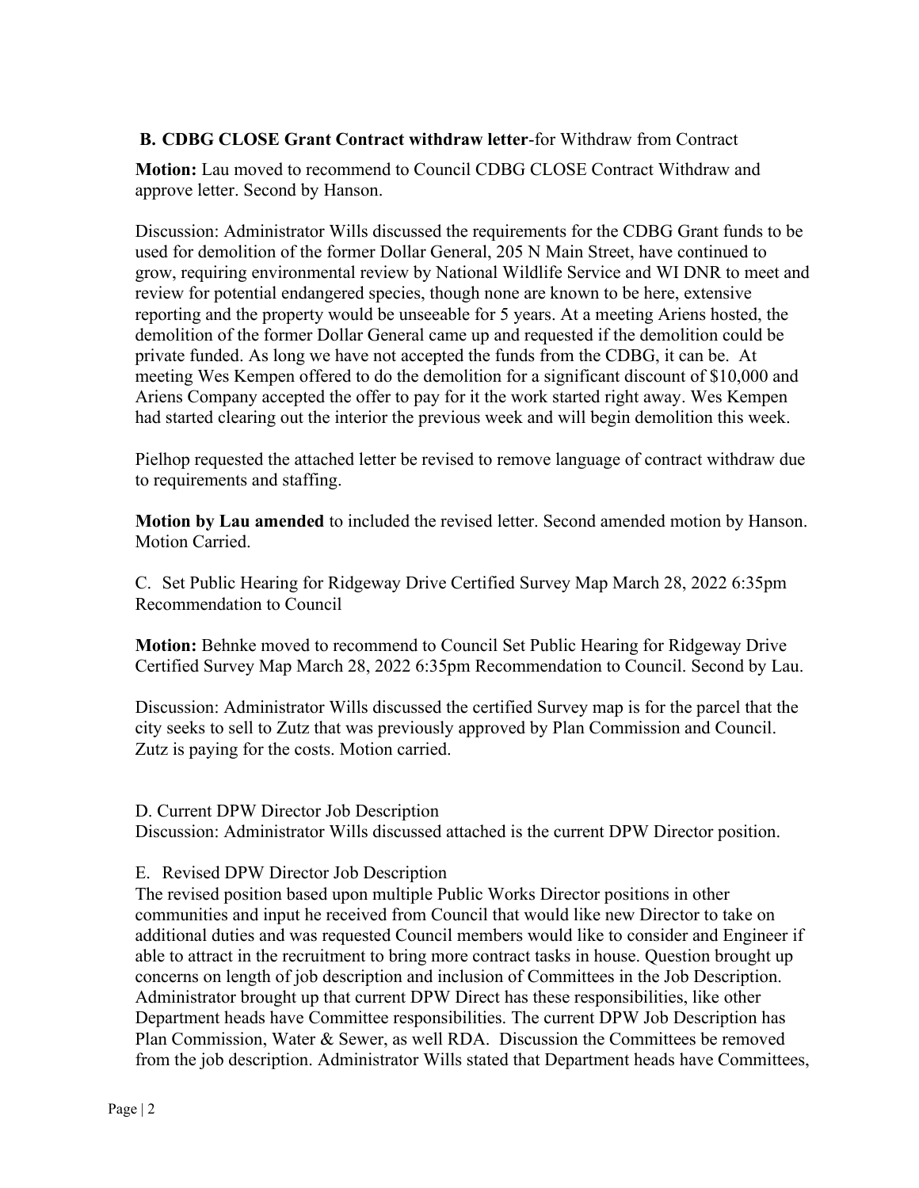**B. CDBG CLOSE Grant Contract withdraw letter**-for Withdraw from Contract

**Motion:** Lau moved to recommend to Council CDBG CLOSE Contract Withdraw and approve letter. Second by Hanson.

Discussion: Administrator Wills discussed the requirements for the CDBG Grant funds to be used for demolition of the former Dollar General, 205 N Main Street, have continued to grow, requiring environmental review by National Wildlife Service and WI DNR to meet and review for potential endangered species, though none are known to be here, extensive reporting and the property would be unseeable for 5 years. At a meeting Ariens hosted, the demolition of the former Dollar General came up and requested if the demolition could be private funded. As long we have not accepted the funds from the CDBG, it can be. At meeting Wes Kempen offered to do the demolition for a significant discount of $10,000 and Ariens Company accepted the offer to pay for it the work started right away. Wes Kempen had started clearing out the interior the previous week and will begin demolition this week.

Pielhop requested the attached letter be revised to remove language of contract withdraw due to requirements and staffing.

**Motion by Lau amended** to included the revised letter. Second amended motion by Hanson. Motion Carried.

C. Set Public Hearing for Ridgeway Drive Certified Survey Map March 28, 2022 6:35pm Recommendation to Council

**Motion:** Behnke moved to recommend to Council Set Public Hearing for Ridgeway Drive Certified Survey Map March 28, 2022 6:35pm Recommendation to Council. Second by Lau.

Discussion: Administrator Wills discussed the certified Survey map is for the parcel that the city seeks to sell to Zutz that was previously approved by Plan Commission and Council. Zutz is paying for the costs. Motion carried.

D. Current DPW Director Job Description
Discussion: Administrator Wills discussed attached is the current DPW Director position.

E. Revised DPW Director Job Description
The revised position based upon multiple Public Works Director positions in other communities and input he received from Council that would like new Director to take on additional duties and was requested Council members would like to consider and Engineer if able to attract in the recruitment to bring more contract tasks in house. Question brought up concerns on length of job description and inclusion of Committees in the Job Description. Administrator brought up that current DPW Direct has these responsibilities, like other Department heads have Committee responsibilities. The current DPW Job Description has Plan Commission, Water & Sewer, as well RDA. Discussion the Committees be removed from the job description. Administrator Wills stated that Department heads have Committees,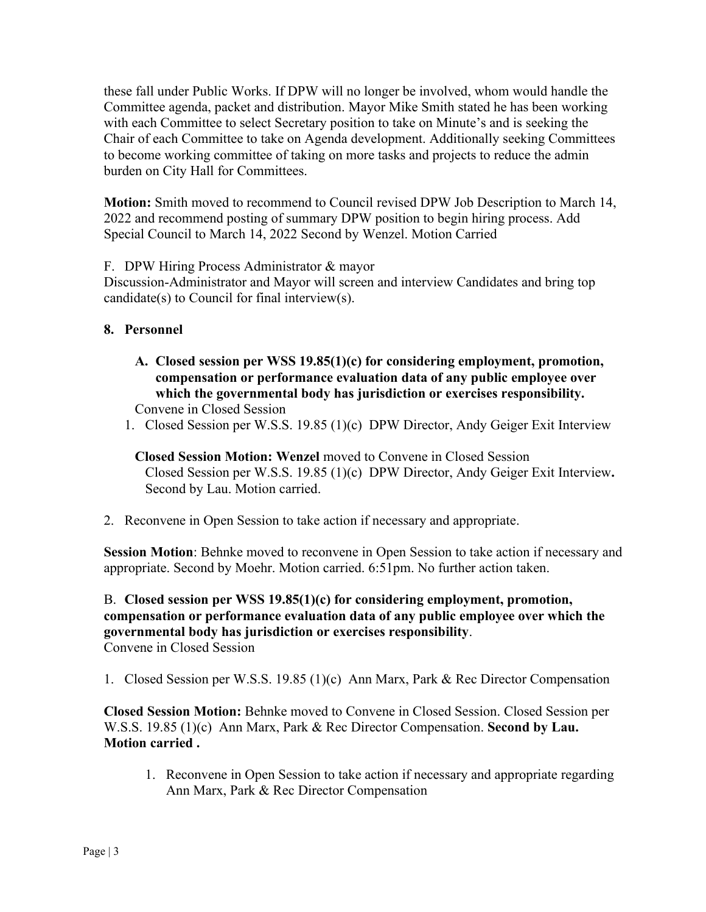these fall under Public Works. If DPW will no longer be involved, whom would handle the Committee agenda, packet and distribution. Mayor Mike Smith stated he has been working with each Committee to select Secretary position to take on Minute's and is seeking the Chair of each Committee to take on Agenda development. Additionally seeking Committees to become working committee of taking on more tasks and projects to reduce the admin burden on City Hall for Committees.

**Motion:** Smith moved to recommend to Council revised DPW Job Description to March 14, 2022 and recommend posting of summary DPW position to begin hiring process. Add Special Council to March 14, 2022 Second by Wenzel. Motion Carried

F. DPW Hiring Process Administrator & mayor
Discussion-Administrator and Mayor will screen and interview Candidates and bring top candidate(s) to Council for final interview(s).

## 8. Personnel

**A. Closed session per WSS 19.85(1)(c) for considering employment, promotion, compensation or performance evaluation data of any public employee over which the governmental body has jurisdiction or exercises responsibility.**
Convene in Closed Session

1. Closed Session per W.S.S. 19.85 (1)(c) DPW Director, Andy Geiger Exit Interview

**Closed Session Motion: Wenzel** moved to Convene in Closed Session Closed Session per W.S.S. 19.85 (1)(c) DPW Director, Andy Geiger Exit Interview**.** Second by Lau. Motion carried.

2. Reconvene in Open Session to take action if necessary and appropriate.

**Session Motion**: Behnke moved to reconvene in Open Session to take action if necessary and appropriate. Second by Moehr. Motion carried. 6:51pm. No further action taken.

B. **Closed session per WSS 19.85(1)(c) for considering employment, promotion, compensation or performance evaluation data of any public employee over which the governmental body has jurisdiction or exercises responsibility**.
Convene in Closed Session

1. Closed Session per W.S.S. 19.85 (1)(c) Ann Marx, Park & Rec Director Compensation

**Closed Session Motion:** Behnke moved to Convene in Closed Session. Closed Session per W.S.S. 19.85 (1)(c) Ann Marx, Park & Rec Director Compensation. **Second by Lau. Motion carried .**

1. Reconvene in Open Session to take action if necessary and appropriate regarding Ann Marx, Park & Rec Director Compensation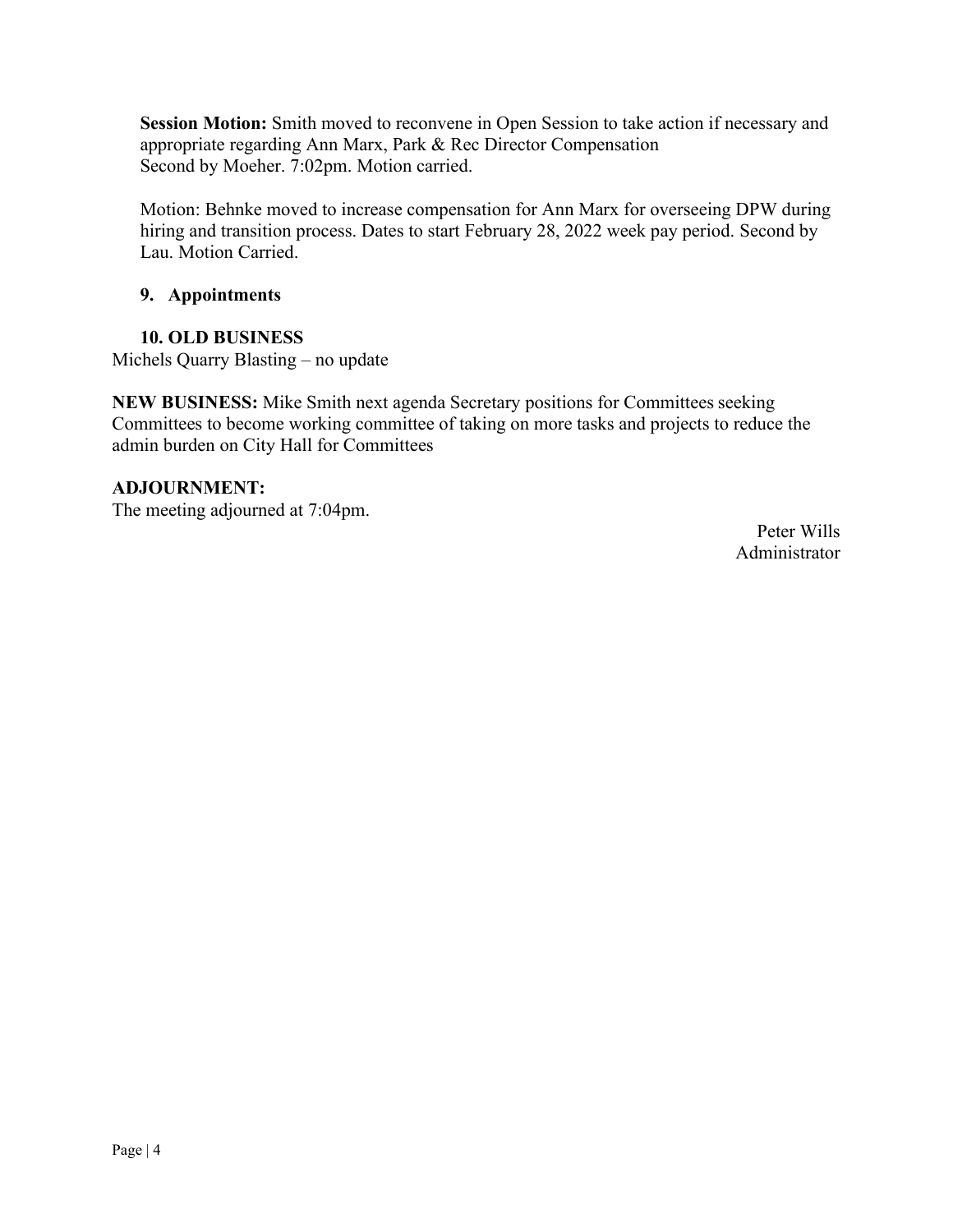**Session Motion:** Smith moved to reconvene in Open Session to take action if necessary and appropriate regarding Ann Marx, Park & Rec Director Compensation
Second by Moeher. 7:02pm. Motion carried.

Motion: Behnke moved to increase compensation for Ann Marx for overseeing DPW during hiring and transition process. Dates to start February 28, 2022 week pay period. Second by Lau. Motion Carried.

**9. Appointments**

**10. OLD BUSINESS**

Michels Quarry Blasting – no update

**NEW BUSINESS:** Mike Smith next agenda Secretary positions for Committees seeking Committees to become working committee of taking on more tasks and projects to reduce the admin burden on City Hall for Committees

**ADJOURNMENT:**

The meeting adjourned at 7:04pm.

Peter Wills
Administrator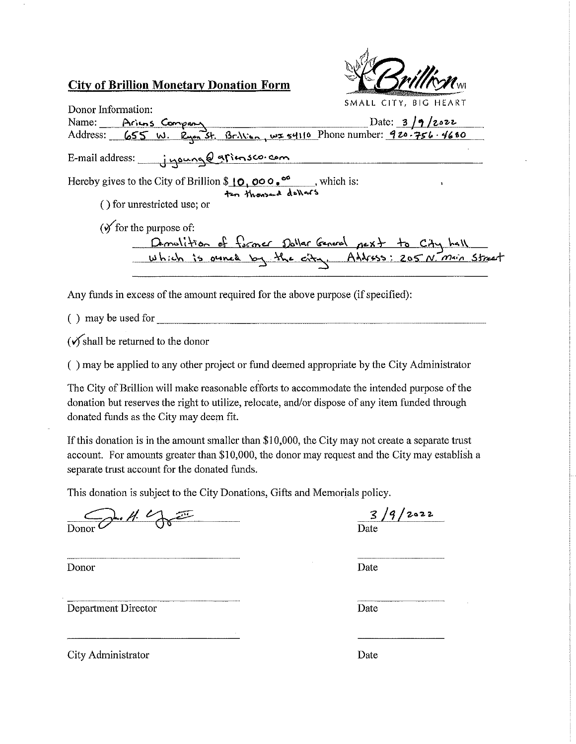## City of Brillion Monetary Donation Form

Brillion WI
SMALL CITY, BIG HEART

Donor Information:

Name: Ariens Company Date: 3/9/2022

Address: 655 W. Ryan St. Brillion, WI 54110 Phone number: 920-756-4680

E-mail address: jyoung@ariensco.com

Hereby gives to the City of Brillion $ 10,000.00 (ten thousand dollars), which is:

( ) for unrestricted use; or

(✓) for the purpose of:

Demolition of former Dollar General next to City hall which is owned by the city. Address: 205 N. Main Street

Any funds in excess of the amount required for the above purpose (if specified):

( ) may be used for ______________________

(✓) shall be returned to the donor

( ) may be applied to any other project or fund deemed appropriate by the City Administrator

The City of Brillion will make reasonable efforts to accommodate the intended purpose of the donation but reserves the right to utilize, relocate, and/or dispose of any item funded through donated funds as the City may deem fit.

If this donation is in the amount smaller than $10,000, the City may not create a separate trust account. For amounts greater than $10,000, the donor may request and the City may establish a separate trust account for the donated funds.

This donation is subject to the City Donations, Gifts and Memorials policy.

[Signature] 3/9/2022

Donor Date

______________________ ____________

Donor Date

______________________ ____________

Department Director Date

______________________ ____________

City Administrator Date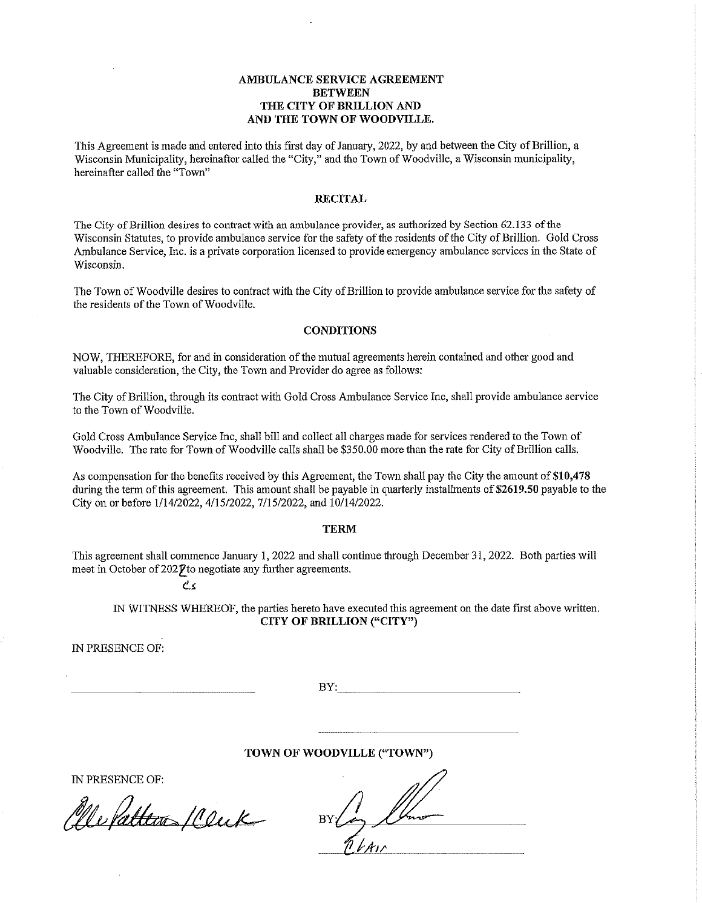# AMBULANCE SERVICE AGREEMENT
## BETWEEN
## THE CITY OF BRILLION AND
## AND THE TOWN OF WOODVILLE.

This Agreement is made and entered into this first day of January, 2022, by and between the City of Brillion, a Wisconsin Municipality, hereinafter called the "City," and the Town of Woodville, a Wisconsin municipality, hereinafter called the "Town"

### RECITAL

The City of Brillion desires to contract with an ambulance provider, as authorized by Section 62.133 of the Wisconsin Statutes, to provide ambulance service for the safety of the residents of the City of Brillion. Gold Cross Ambulance Service, Inc. is a private corporation licensed to provide emergency ambulance services in the State of Wisconsin.

The Town of Woodville desires to contract with the City of Brillion to provide ambulance service for the safety of the residents of the Town of Woodville.

### CONDITIONS

NOW, THEREFORE, for and in consideration of the mutual agreements herein contained and other good and valuable consideration, the City, the Town and Provider do agree as follows:

The City of Brillion, through its contract with Gold Cross Ambulance Service Inc, shall provide ambulance service to the Town of Woodville.

Gold Cross Ambulance Service Inc, shall bill and collect all charges made for services rendered to the Town of Woodville. The rate for Town of Woodville calls shall be $350.00 more than the rate for City of Brillion calls.

As compensation for the benefits received by this Agreement, the Town shall pay the City the amount of **$10,478** during the term of this agreement. This amount shall be payable in quarterly installments of **$2619.50** payable to the City on or before 1/14/2022, 4/15/2022, 7/15/2022, and 10/14/2022.

### TERM

This agreement shall commence January 1, 2022 and shall continue through December 31, 2022. Both parties will meet in October of 2022 to negotiate any further agreements.

CS

IN WITNESS WHEREOF, the parties hereto have executed this agreement on the date first above written.

**CITY OF BRILLION ("CITY")**

IN PRESENCE OF:

\_\_\_\_\_\_\_\_\_\_\_\_\_\_\_\_\_\_\_\_ BY: \_\_\_\_\_\_\_\_\_\_\_\_\_\_\_\_\_\_\_\_

\_\_\_\_\_\_\_\_\_\_\_\_\_\_\_\_\_\_\_\_

**TOWN OF WOODVILLE ("TOWN")**

IN PRESENCE OF:

Elle Patten /Clerk BY: [signature]

Chair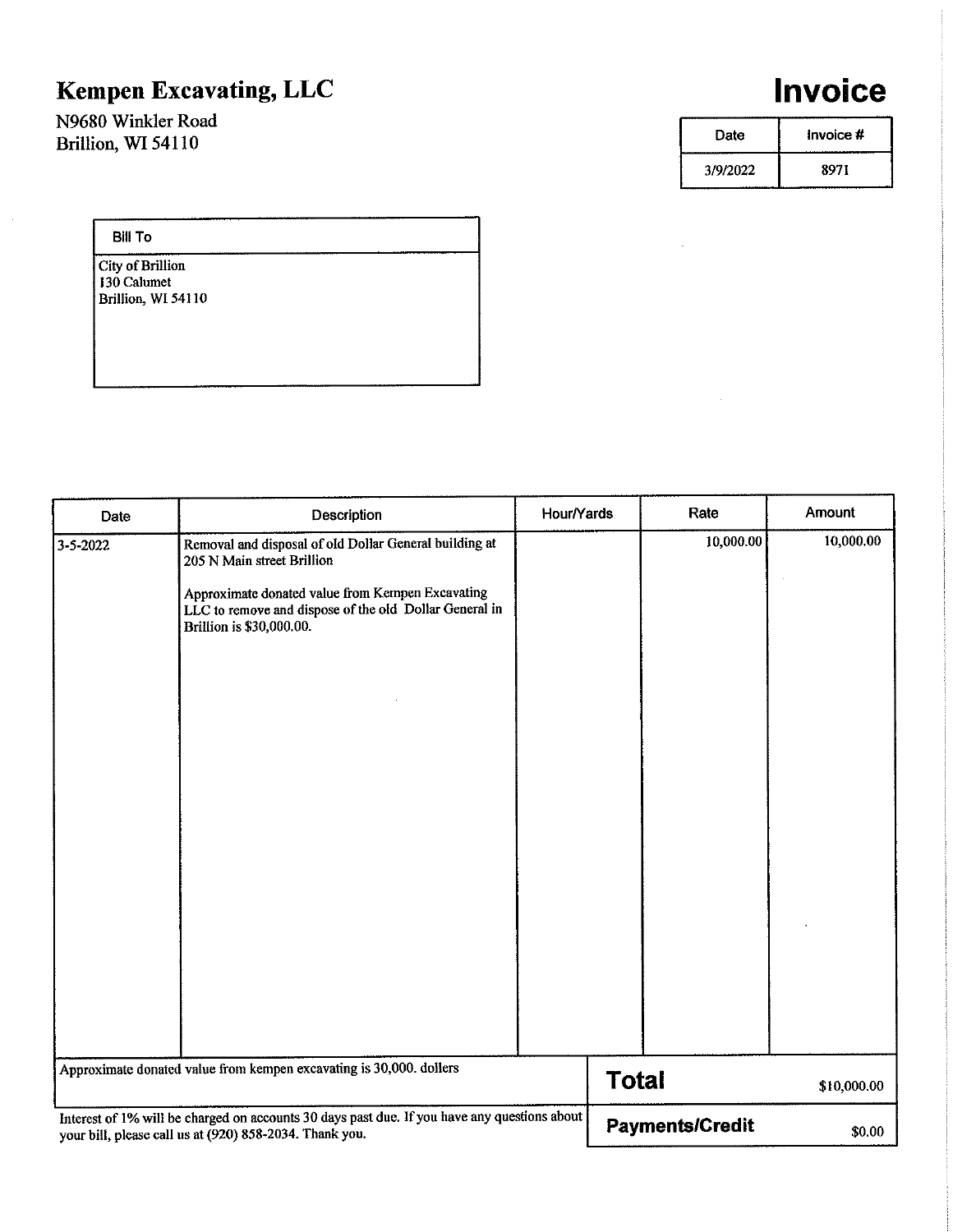# Kempen Excavating, LLC

N9680 Winkler Road
Brillion, WI 54110

# Invoice

| Date | Invoice # |
|---|---|
| 3/9/2022 | 8971 |

| Bill To |
|---|
| City of Brillion<br>130 Calumet<br>Brillion, WI 54110 |

| Date | Description | Hour/Yards | Rate | Amount |
|---|---|---|---|---|
| 3-5-2022 | Removal and disposal of old Dollar General building at 205 N Main street Brillion<br><br>Approximate donated value from Kempen Excavating LLC to remove and dispose of the old Dollar General in Brillion is $30,000.00. | | 10,000.00 | 10,000.00 |

Approximate donated value from kempen excavating is 30,000. dollers

| | |
|---|---|
| **Total** | $10,000.00 |
| **Payments/Credit** | $0.00 |

Interest of 1% will be charged on accounts 30 days past due. If you have any questions about your bill, please call us at (920) 858-2034. Thank you.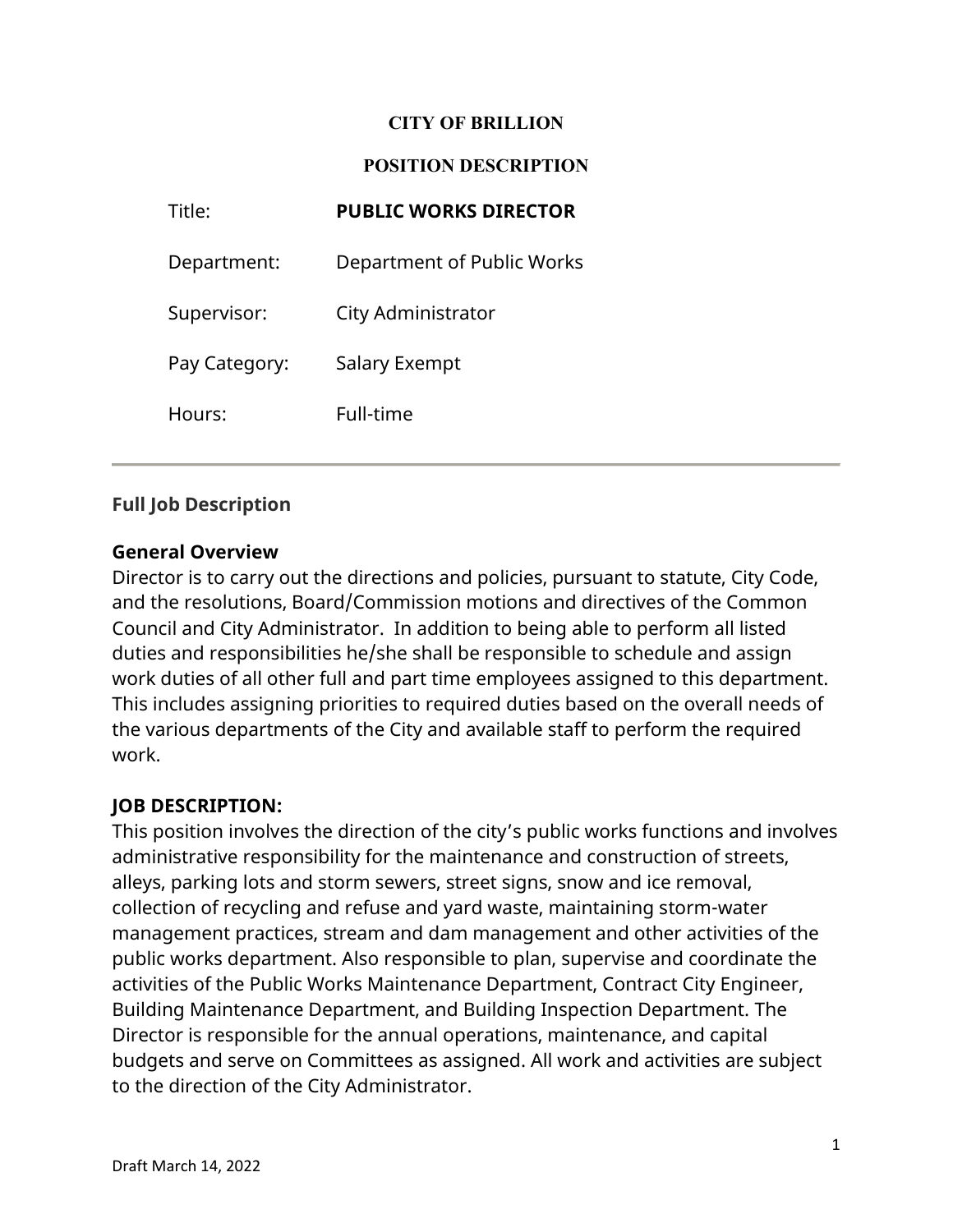**CITY OF BRILLION**

**POSITION DESCRIPTION**

| | |
|---|---|
| Title: | **PUBLIC WORKS DIRECTOR** |
| Department: | Department of Public Works |
| Supervisor: | City Administrator |
| Pay Category: | Salary Exempt |
| Hours: | Full-time |

---

**Full Job Description**

**General Overview**

Director is to carry out the directions and policies, pursuant to statute, City Code, and the resolutions, Board/Commission motions and directives of the Common Council and City Administrator. In addition to being able to perform all listed duties and responsibilities he/she shall be responsible to schedule and assign work duties of all other full and part time employees assigned to this department. This includes assigning priorities to required duties based on the overall needs of the various departments of the City and available staff to perform the required work.

**JOB DESCRIPTION:**

This position involves the direction of the city's public works functions and involves administrative responsibility for the maintenance and construction of streets, alleys, parking lots and storm sewers, street signs, snow and ice removal, collection of recycling and refuse and yard waste, maintaining storm-water management practices, stream and dam management and other activities of the public works department. Also responsible to plan, supervise and coordinate the activities of the Public Works Maintenance Department, Contract City Engineer, Building Maintenance Department, and Building Inspection Department. The Director is responsible for the annual operations, maintenance, and capital budgets and serve on Committees as assigned. All work and activities are subject to the direction of the City Administrator.

Draft March 14, 2022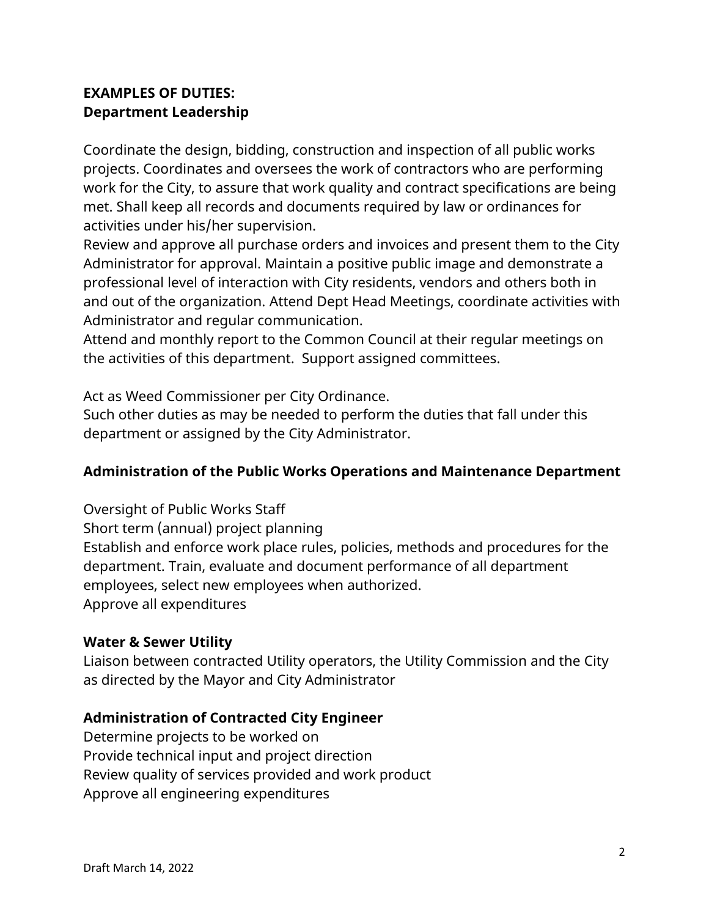**EXAMPLES OF DUTIES:**
**Department Leadership**

Coordinate the design, bidding, construction and inspection of all public works projects. Coordinates and oversees the work of contractors who are performing work for the City, to assure that work quality and contract specifications are being met. Shall keep all records and documents required by law or ordinances for activities under his/her supervision.
Review and approve all purchase orders and invoices and present them to the City Administrator for approval. Maintain a positive public image and demonstrate a professional level of interaction with City residents, vendors and others both in and out of the organization. Attend Dept Head Meetings, coordinate activities with Administrator and regular communication.
Attend and monthly report to the Common Council at their regular meetings on the activities of this department. Support assigned committees.

Act as Weed Commissioner per City Ordinance.
Such other duties as may be needed to perform the duties that fall under this department or assigned by the City Administrator.

**Administration of the Public Works Operations and Maintenance Department**

Oversight of Public Works Staff
Short term (annual) project planning
Establish and enforce work place rules, policies, methods and procedures for the department. Train, evaluate and document performance of all department employees, select new employees when authorized.
Approve all expenditures

**Water & Sewer Utility**
Liaison between contracted Utility operators, the Utility Commission and the City as directed by the Mayor and City Administrator

**Administration of Contracted City Engineer**
Determine projects to be worked on
Provide technical input and project direction
Review quality of services provided and work product
Approve all engineering expenditures

Draft March 14, 2022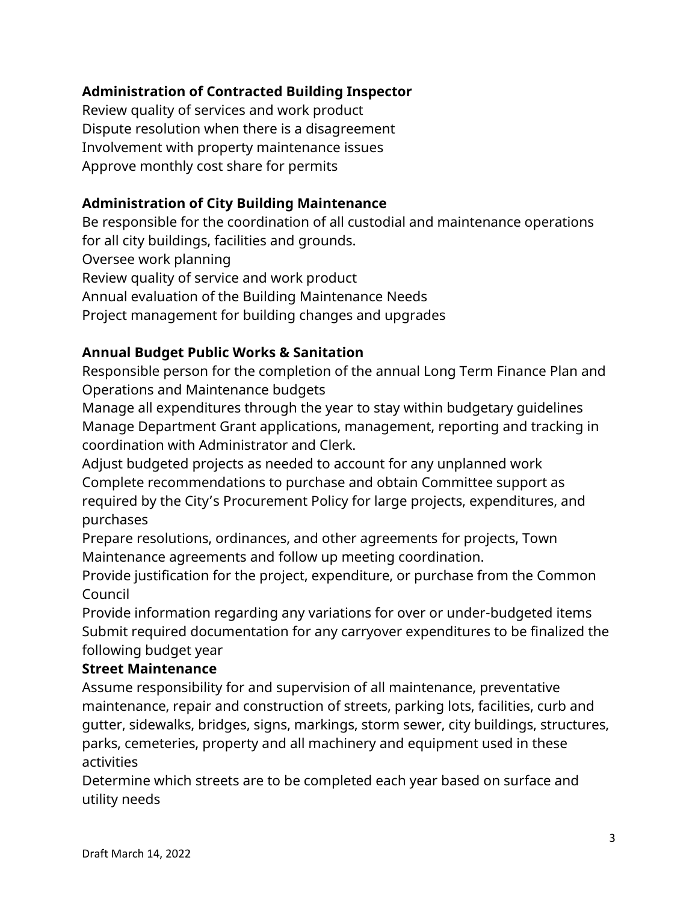**Administration of Contracted Building Inspector**

Review quality of services and work product
Dispute resolution when there is a disagreement
Involvement with property maintenance issues
Approve monthly cost share for permits

**Administration of City Building Maintenance**

Be responsible for the coordination of all custodial and maintenance operations for all city buildings, facilities and grounds.
Oversee work planning
Review quality of service and work product
Annual evaluation of the Building Maintenance Needs
Project management for building changes and upgrades

**Annual Budget Public Works & Sanitation**

Responsible person for the completion of the annual Long Term Finance Plan and Operations and Maintenance budgets
Manage all expenditures through the year to stay within budgetary guidelines
Manage Department Grant applications, management, reporting and tracking in coordination with Administrator and Clerk.
Adjust budgeted projects as needed to account for any unplanned work
Complete recommendations to purchase and obtain Committee support as required by the City's Procurement Policy for large projects, expenditures, and purchases
Prepare resolutions, ordinances, and other agreements for projects, Town Maintenance agreements and follow up meeting coordination.
Provide justification for the project, expenditure, or purchase from the Common Council
Provide information regarding any variations for over or under-budgeted items
Submit required documentation for any carryover expenditures to be finalized the following budget year

**Street Maintenance**

Assume responsibility for and supervision of all maintenance, preventative maintenance, repair and construction of streets, parking lots, facilities, curb and gutter, sidewalks, bridges, signs, markings, storm sewer, city buildings, structures, parks, cemeteries, property and all machinery and equipment used in these activities
Determine which streets are to be completed each year based on surface and utility needs

Draft March 14, 2022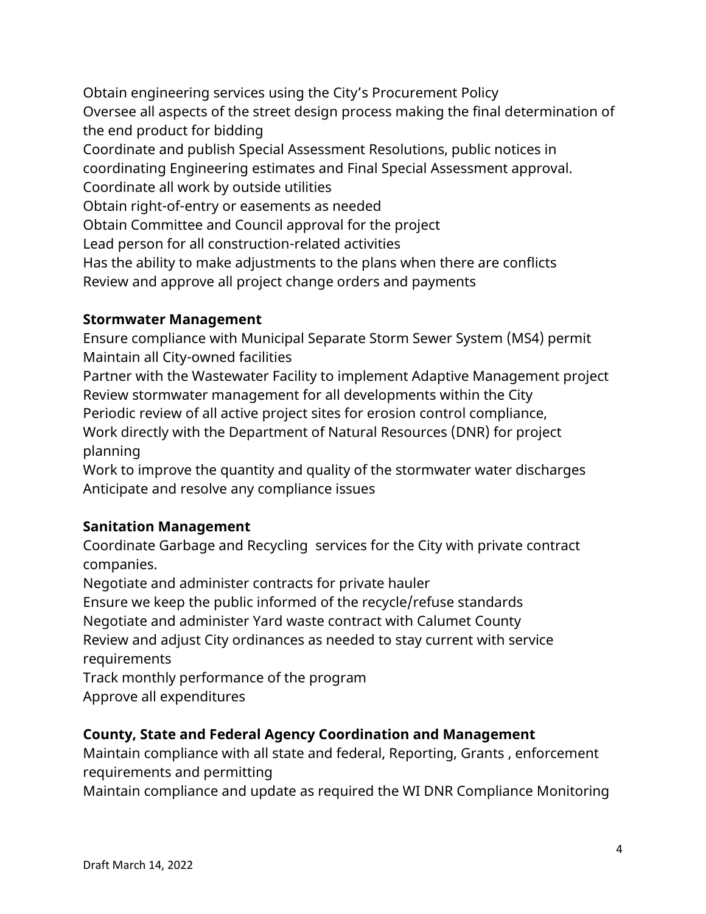Obtain engineering services using the City's Procurement Policy
Oversee all aspects of the street design process making the final determination of the end product for bidding
Coordinate and publish Special Assessment Resolutions, public notices in coordinating Engineering estimates and Final Special Assessment approval.
Coordinate all work by outside utilities
Obtain right-of-entry or easements as needed
Obtain Committee and Council approval for the project
Lead person for all construction-related activities
Has the ability to make adjustments to the plans when there are conflicts
Review and approve all project change orders and payments

**Stormwater Management**
Ensure compliance with Municipal Separate Storm Sewer System (MS4) permit
Maintain all City-owned facilities
Partner with the Wastewater Facility to implement Adaptive Management project
Review stormwater management for all developments within the City
Periodic review of all active project sites for erosion control compliance,
Work directly with the Department of Natural Resources (DNR) for project planning
Work to improve the quantity and quality of the stormwater water discharges
Anticipate and resolve any compliance issues

**Sanitation Management**
Coordinate Garbage and Recycling services for the City with private contract companies.
Negotiate and administer contracts for private hauler
Ensure we keep the public informed of the recycle/refuse standards
Negotiate and administer Yard waste contract with Calumet County
Review and adjust City ordinances as needed to stay current with service requirements
Track monthly performance of the program
Approve all expenditures

**County, State and Federal Agency Coordination and Management**
Maintain compliance with all state and federal, Reporting, Grants , enforcement requirements and permitting
Maintain compliance and update as required the WI DNR Compliance Monitoring

Draft March 14, 2022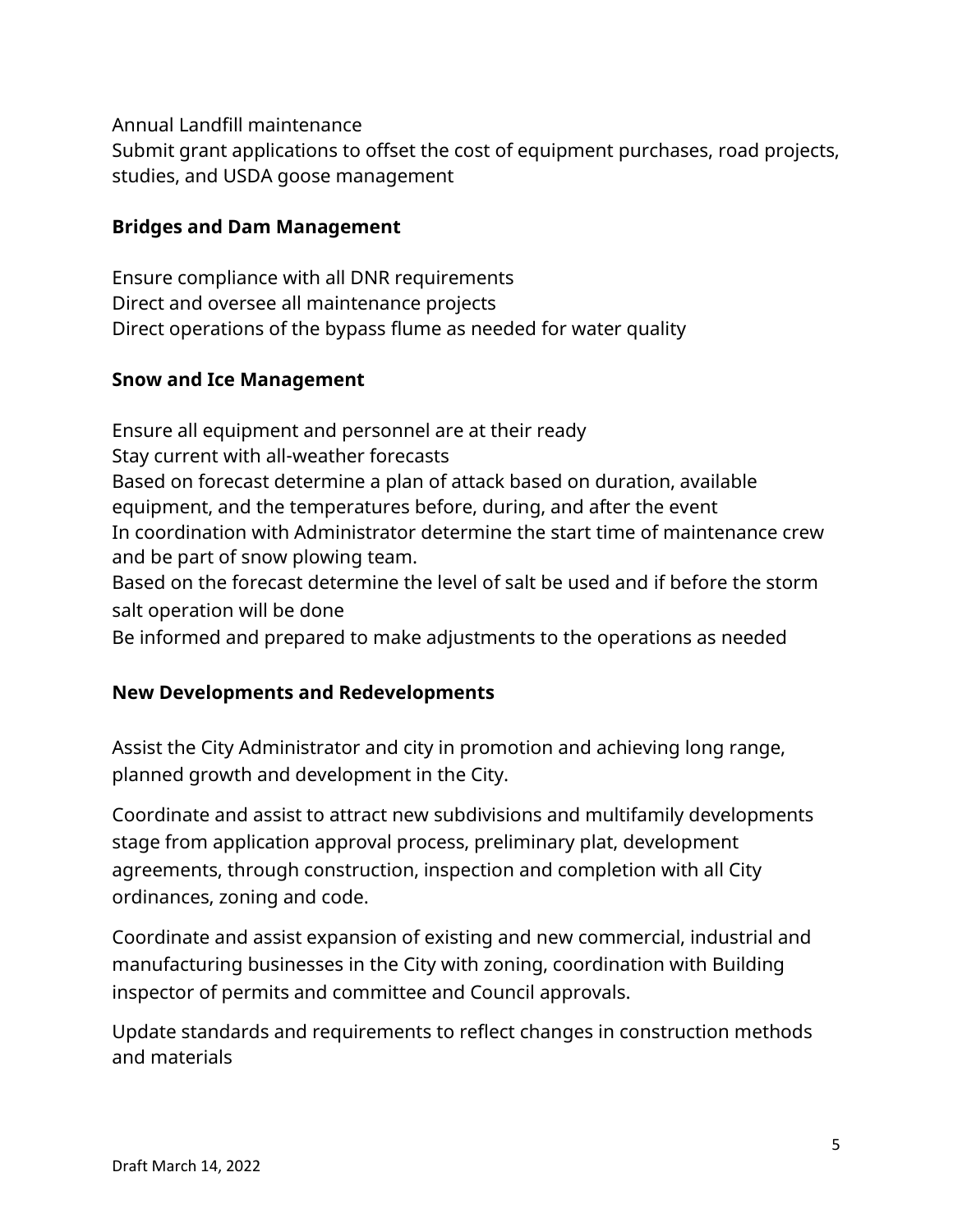Annual Landfill maintenance
Submit grant applications to offset the cost of equipment purchases, road projects, studies, and USDA goose management

**Bridges and Dam Management**

Ensure compliance with all DNR requirements
Direct and oversee all maintenance projects
Direct operations of the bypass flume as needed for water quality

**Snow and Ice Management**

Ensure all equipment and personnel are at their ready
Stay current with all-weather forecasts
Based on forecast determine a plan of attack based on duration, available equipment, and the temperatures before, during, and after the event
In coordination with Administrator determine the start time of maintenance crew and be part of snow plowing team.
Based on the forecast determine the level of salt be used and if before the storm salt operation will be done
Be informed and prepared to make adjustments to the operations as needed

**New Developments and Redevelopments**

Assist the City Administrator and city in promotion and achieving long range, planned growth and development in the City.

Coordinate and assist to attract new subdivisions and multifamily developments stage from application approval process, preliminary plat, development agreements, through construction, inspection and completion with all City ordinances, zoning and code.

Coordinate and assist expansion of existing and new commercial, industrial and manufacturing businesses in the City with zoning, coordination with Building inspector of permits and committee and Council approvals.

Update standards and requirements to reflect changes in construction methods and materials

Draft March 14, 2022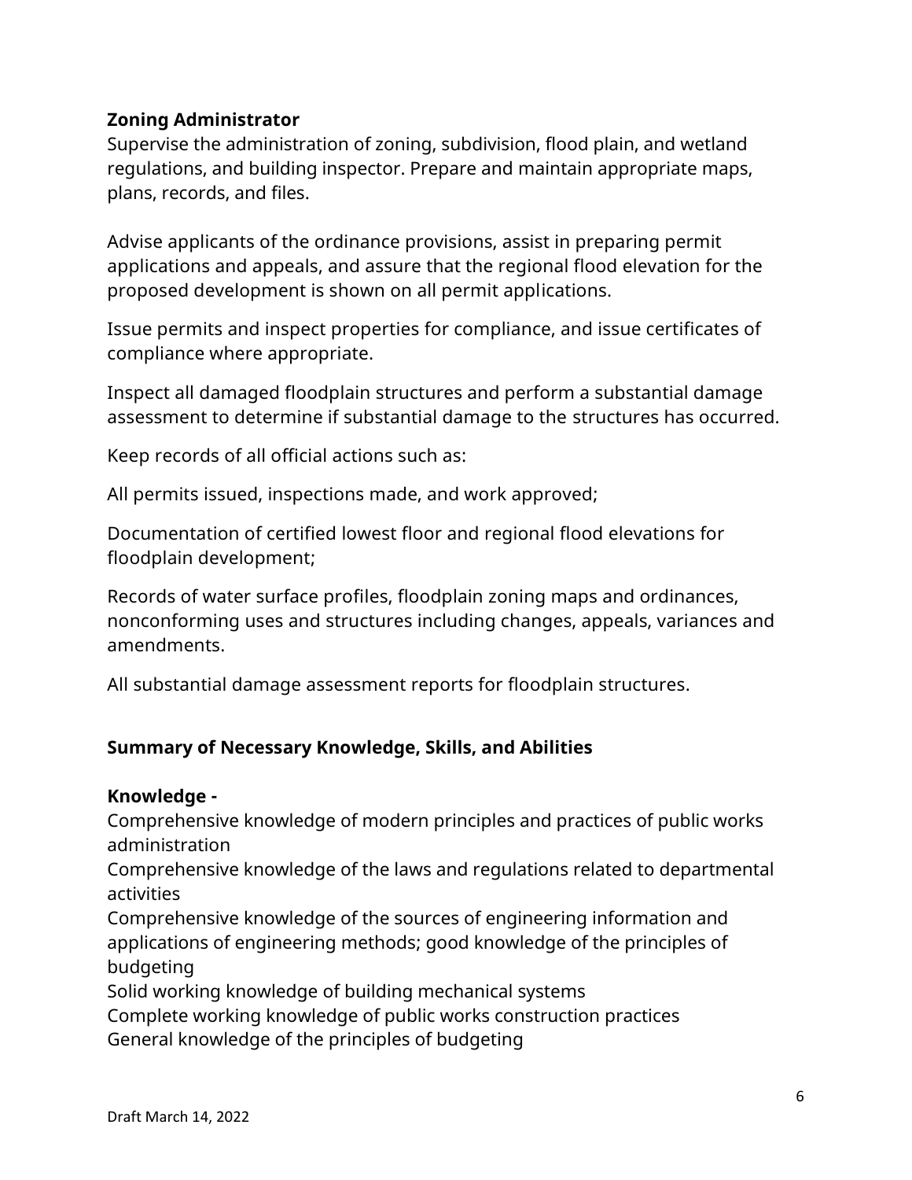**Zoning Administrator**
Supervise the administration of zoning, subdivision, flood plain, and wetland regulations, and building inspector. Prepare and maintain appropriate maps, plans, records, and files.

Advise applicants of the ordinance provisions, assist in preparing permit applications and appeals, and assure that the regional flood elevation for the proposed development is shown on all permit applications.

Issue permits and inspect properties for compliance, and issue certificates of compliance where appropriate.

Inspect all damaged floodplain structures and perform a substantial damage assessment to determine if substantial damage to the structures has occurred.

Keep records of all official actions such as:

All permits issued, inspections made, and work approved;

Documentation of certified lowest floor and regional flood elevations for floodplain development;

Records of water surface profiles, floodplain zoning maps and ordinances, nonconforming uses and structures including changes, appeals, variances and amendments.

All substantial damage assessment reports for floodplain structures.

**Summary of Necessary Knowledge, Skills, and Abilities**

**Knowledge -**
Comprehensive knowledge of modern principles and practices of public works administration
Comprehensive knowledge of the laws and regulations related to departmental activities
Comprehensive knowledge of the sources of engineering information and applications of engineering methods; good knowledge of the principles of budgeting
Solid working knowledge of building mechanical systems
Complete working knowledge of public works construction practices
General knowledge of the principles of budgeting

Draft March 14, 2022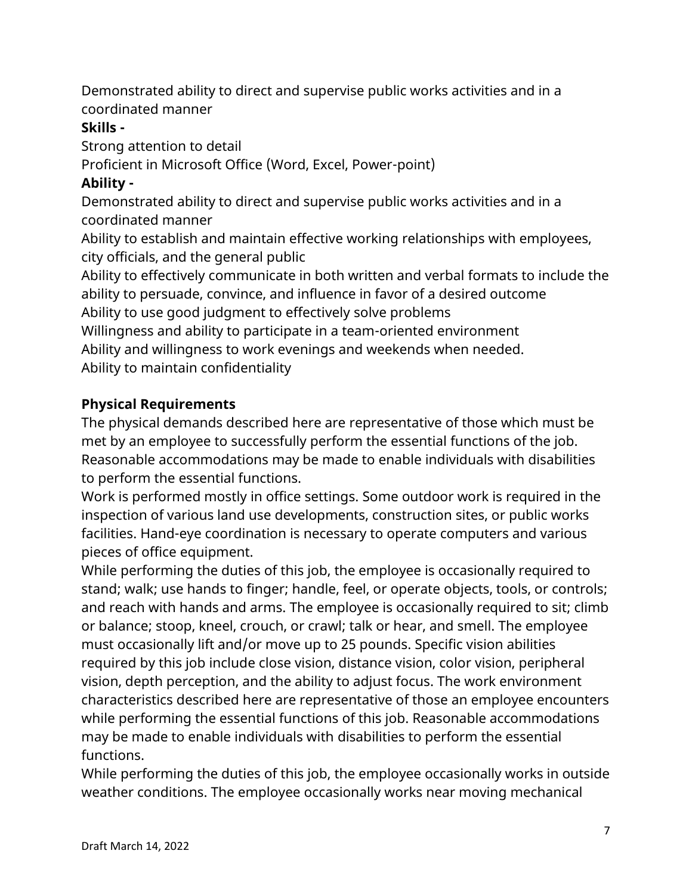Demonstrated ability to direct and supervise public works activities and in a coordinated manner

**Skills -**

Strong attention to detail

Proficient in Microsoft Office (Word, Excel, Power-point)

**Ability -**

Demonstrated ability to direct and supervise public works activities and in a coordinated manner

Ability to establish and maintain effective working relationships with employees, city officials, and the general public

Ability to effectively communicate in both written and verbal formats to include the ability to persuade, convince, and influence in favor of a desired outcome

Ability to use good judgment to effectively solve problems

Willingness and ability to participate in a team-oriented environment

Ability and willingness to work evenings and weekends when needed.

Ability to maintain confidentiality

**Physical Requirements**

The physical demands described here are representative of those which must be met by an employee to successfully perform the essential functions of the job. Reasonable accommodations may be made to enable individuals with disabilities to perform the essential functions.

Work is performed mostly in office settings. Some outdoor work is required in the inspection of various land use developments, construction sites, or public works facilities. Hand-eye coordination is necessary to operate computers and various pieces of office equipment.

While performing the duties of this job, the employee is occasionally required to stand; walk; use hands to finger; handle, feel, or operate objects, tools, or controls; and reach with hands and arms. The employee is occasionally required to sit; climb or balance; stoop, kneel, crouch, or crawl; talk or hear, and smell. The employee must occasionally lift and/or move up to 25 pounds. Specific vision abilities required by this job include close vision, distance vision, color vision, peripheral vision, depth perception, and the ability to adjust focus. The work environment characteristics described here are representative of those an employee encounters while performing the essential functions of this job. Reasonable accommodations may be made to enable individuals with disabilities to perform the essential functions.

While performing the duties of this job, the employee occasionally works in outside weather conditions. The employee occasionally works near moving mechanical

Draft March 14, 2022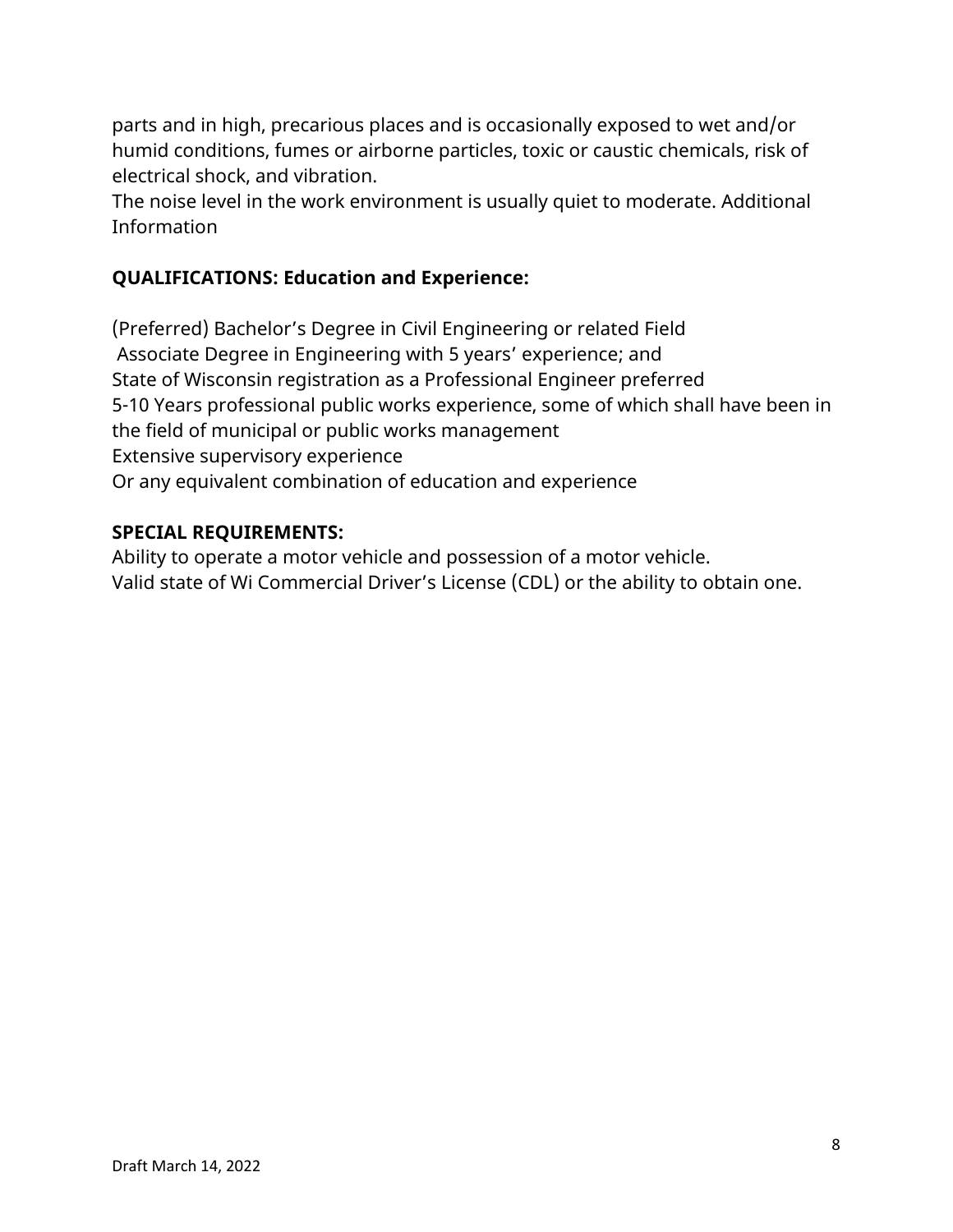parts and in high, precarious places and is occasionally exposed to wet and/or humid conditions, fumes or airborne particles, toxic or caustic chemicals, risk of electrical shock, and vibration.
The noise level in the work environment is usually quiet to moderate. Additional Information

**QUALIFICATIONS: Education and Experience:**

(Preferred) Bachelor's Degree in Civil Engineering or related Field
Associate Degree in Engineering with 5 years' experience; and
State of Wisconsin registration as a Professional Engineer preferred
5-10 Years professional public works experience, some of which shall have been in the field of municipal or public works management
Extensive supervisory experience
Or any equivalent combination of education and experience

**SPECIAL REQUIREMENTS:**
Ability to operate a motor vehicle and possession of a motor vehicle.
Valid state of Wi Commercial Driver's License (CDL) or the ability to obtain one.

Draft March 14, 2022